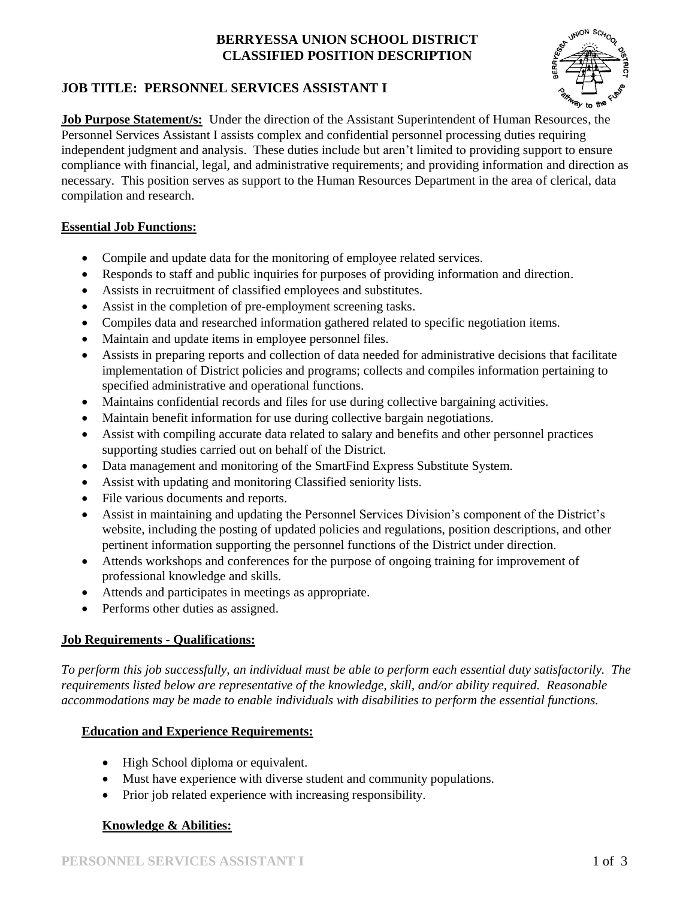# BERRYESSA UNION SCHOOL DISTRICT
# CLASSIFIED POSITION DESCRIPTION

## JOB TITLE: PERSONNEL SERVICES ASSISTANT I

**Job Purpose Statement/s:** Under the direction of the Assistant Superintendent of Human Resources, the Personnel Services Assistant I assists complex and confidential personnel processing duties requiring independent judgment and analysis. These duties include but aren't limited to providing support to ensure compliance with financial, legal, and administrative requirements; and providing information and direction as necessary. This position serves as support to the Human Resources Department in the area of clerical, data compilation and research.

**Essential Job Functions:**

- Compile and update data for the monitoring of employee related services.
- Responds to staff and public inquiries for purposes of providing information and direction.
- Assists in recruitment of classified employees and substitutes.
- Assist in the completion of pre-employment screening tasks.
- Compiles data and researched information gathered related to specific negotiation items.
- Maintain and update items in employee personnel files.
- Assists in preparing reports and collection of data needed for administrative decisions that facilitate implementation of District policies and programs; collects and compiles information pertaining to specified administrative and operational functions.
- Maintains confidential records and files for use during collective bargaining activities.
- Maintain benefit information for use during collective bargain negotiations.
- Assist with compiling accurate data related to salary and benefits and other personnel practices supporting studies carried out on behalf of the District.
- Data management and monitoring of the SmartFind Express Substitute System.
- Assist with updating and monitoring Classified seniority lists.
- File various documents and reports.
- Assist in maintaining and updating the Personnel Services Division's component of the District's website, including the posting of updated policies and regulations, position descriptions, and other pertinent information supporting the personnel functions of the District under direction.
- Attends workshops and conferences for the purpose of ongoing training for improvement of professional knowledge and skills.
- Attends and participates in meetings as appropriate.
- Performs other duties as assigned.

**Job Requirements - Qualifications:**

*To perform this job successfully, an individual must be able to perform each essential duty satisfactorily. The requirements listed below are representative of the knowledge, skill, and/or ability required. Reasonable accommodations may be made to enable individuals with disabilities to perform the essential functions.*

**Education and Experience Requirements:**

- High School diploma or equivalent.
- Must have experience with diverse student and community populations.
- Prior job related experience with increasing responsibility.

**Knowledge & Abilities:**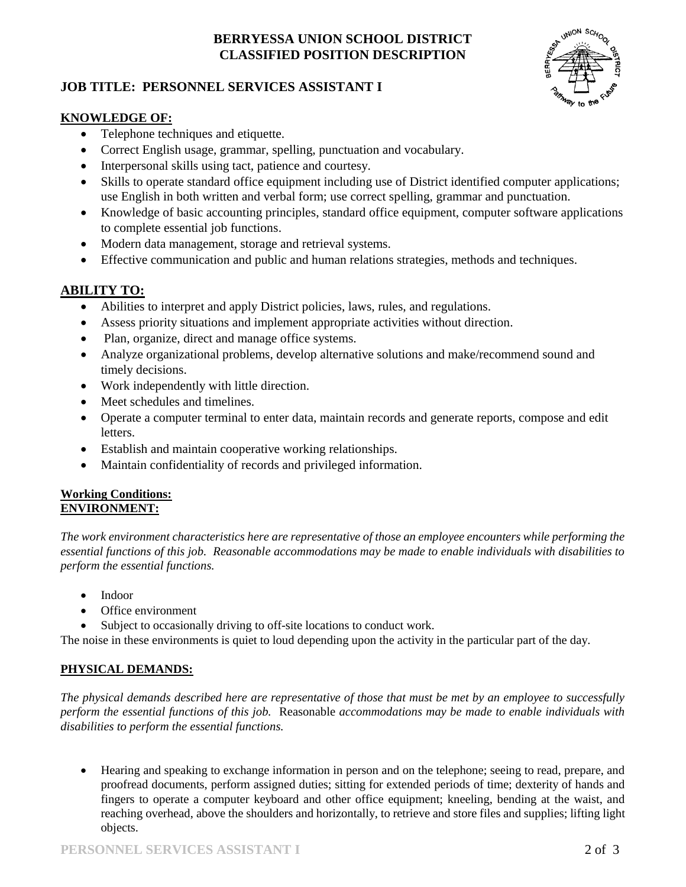**BERRYESSA UNION SCHOOL DISTRICT**
**CLASSIFIED POSITION DESCRIPTION**

## JOB TITLE: PERSONNEL SERVICES ASSISTANT I

### KNOWLEDGE OF:

- Telephone techniques and etiquette.
- Correct English usage, grammar, spelling, punctuation and vocabulary.
- Interpersonal skills using tact, patience and courtesy.
- Skills to operate standard office equipment including use of District identified computer applications; use English in both written and verbal form; use correct spelling, grammar and punctuation.
- Knowledge of basic accounting principles, standard office equipment, computer software applications to complete essential job functions.
- Modern data management, storage and retrieval systems.
- Effective communication and public and human relations strategies, methods and techniques.

### ABILITY TO:

- Abilities to interpret and apply District policies, laws, rules, and regulations.
- Assess priority situations and implement appropriate activities without direction.
- Plan, organize, direct and manage office systems.
- Analyze organizational problems, develop alternative solutions and make/recommend sound and timely decisions.
- Work independently with little direction.
- Meet schedules and timelines.
- Operate a computer terminal to enter data, maintain records and generate reports, compose and edit letters.
- Establish and maintain cooperative working relationships.
- Maintain confidentiality of records and privileged information.

### Working Conditions:
### ENVIRONMENT:

*The work environment characteristics here are representative of those an employee encounters while performing the essential functions of this job. Reasonable accommodations may be made to enable individuals with disabilities to perform the essential functions.*

- Indoor
- Office environment
- Subject to occasionally driving to off-site locations to conduct work.

The noise in these environments is quiet to loud depending upon the activity in the particular part of the day.

### PHYSICAL DEMANDS:

*The physical demands described here are representative of those that must be met by an employee to successfully perform the essential functions of this job.* Reasonable *accommodations may be made to enable individuals with disabilities to perform the essential functions.*

- Hearing and speaking to exchange information in person and on the telephone; seeing to read, prepare, and proofread documents, perform assigned duties; sitting for extended periods of time; dexterity of hands and fingers to operate a computer keyboard and other office equipment; kneeling, bending at the waist, and reaching overhead, above the shoulders and horizontally, to retrieve and store files and supplies; lifting light objects.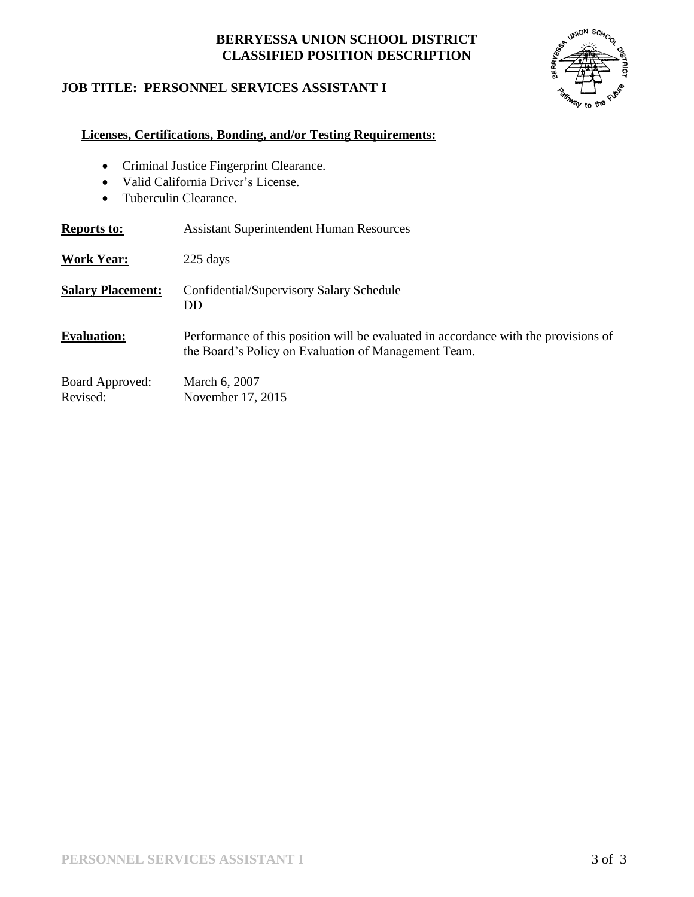**BERRYESSA UNION SCHOOL DISTRICT**
**CLASSIFIED POSITION DESCRIPTION**

**JOB TITLE: PERSONNEL SERVICES ASSISTANT I**

**Licenses, Certifications, Bonding, and/or Testing Requirements:**

- Criminal Justice Fingerprint Clearance.
- Valid California Driver's License.
- Tuberculin Clearance.

**Reports to:** Assistant Superintendent Human Resources

**Work Year:** 225 days

**Salary Placement:** Confidential/Supervisory Salary Schedule DD

**Evaluation:** Performance of this position will be evaluated in accordance with the provisions of the Board's Policy on Evaluation of Management Team.

Board Approved: March 6, 2007
Revised: November 17, 2015